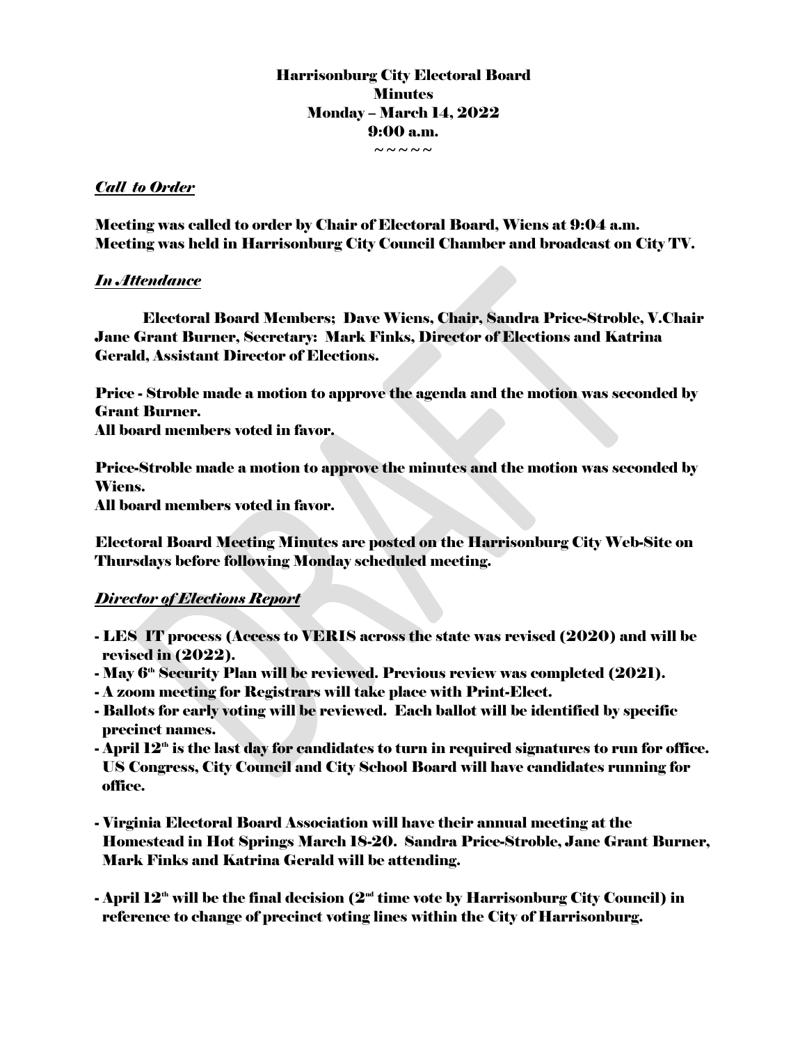# Harrisonburg City Electoral Board
## Minutes
## Monday – March 14, 2022
## 9:00 a.m.

~ ~ ~ ~ ~

### *Call to Order*

Meeting was called to order by Chair of Electoral Board, Wiens at 9:04 a.m.
Meeting was held in Harrisonburg City Council Chamber and broadcast on City TV.

### *In Attendance*

Electoral Board Members; Dave Wiens, Chair, Sandra Price-Stroble, V.Chair Jane Grant Burner, Secretary: Mark Finks, Director of Elections and Katrina Gerald, Assistant Director of Elections.

Price - Stroble made a motion to approve the agenda and the motion was seconded by Grant Burner.
All board members voted in favor.

Price-Stroble made a motion to approve the minutes and the motion was seconded by Wiens.
All board members voted in favor.

Electoral Board Meeting Minutes are posted on the Harrisonburg City Web-Site on Thursdays before following Monday scheduled meeting.

### *Director of Elections Report*

- LES IT process (Access to VERIS across the state was revised (2020) and will be revised in (2022).
- May 6th Security Plan will be reviewed. Previous review was completed (2021).
- A zoom meeting for Registrars will take place with Print-Elect.
- Ballots for early voting will be reviewed. Each ballot will be identified by specific precinct names.
- April 12th is the last day for candidates to turn in required signatures to run for office. US Congress, City Council and City School Board will have candidates running for office.

- Virginia Electoral Board Association will have their annual meeting at the Homestead in Hot Springs March 18-20. Sandra Price-Stroble, Jane Grant Burner, Mark Finks and Katrina Gerald will be attending.

- April 12th will be the final decision (2nd time vote by Harrisonburg City Council) in reference to change of precinct voting lines within the City of Harrisonburg.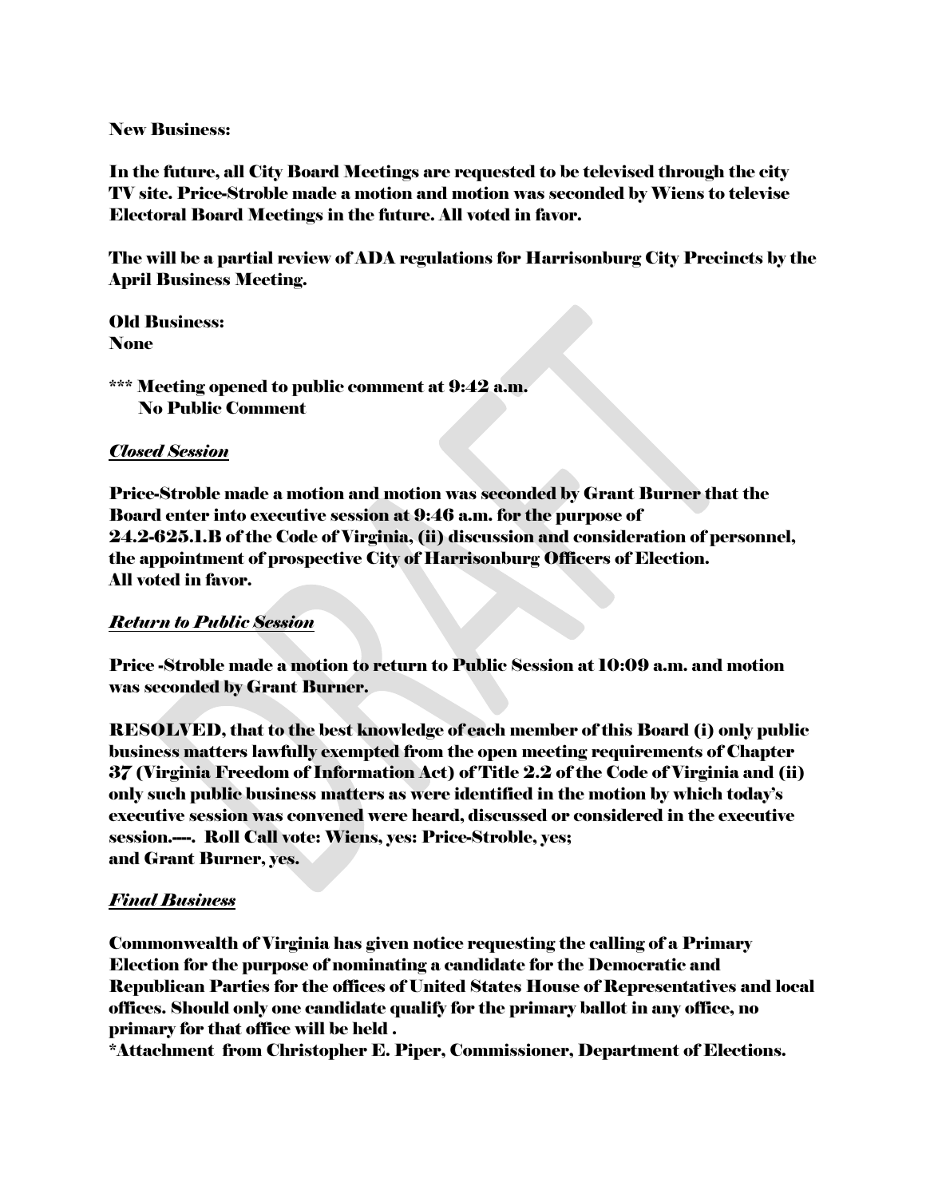**New Business:**

**In the future, all City Board Meetings are requested to be televised through the city TV site. Price-Stroble made a motion and motion was seconded by Wiens to televise Electoral Board Meetings in the future. All voted in favor.**

**The will be a partial review of ADA regulations for Harrisonburg City Precincts by the April Business Meeting.**

**Old Business:**
**None**

**\*\*\* Meeting opened to public comment at 9:42 a.m.**
**No Public Comment**

***Closed Session***

**Price-Stroble made a motion and motion was seconded by Grant Burner that the Board enter into executive session at 9:46 a.m. for the purpose of 24.2-625.1.B of the Code of Virginia, (ii) discussion and consideration of personnel, the appointment of prospective City of Harrisonburg Officers of Election.**
**All voted in favor.**

***Return to Public Session***

**Price -Stroble made a motion to return to Public Session at 10:09 a.m. and motion was seconded by Grant Burner.**

**RESOLVED, that to the best knowledge of each member of this Board (i) only public business matters lawfully exempted from the open meeting requirements of Chapter 37 (Virginia Freedom of Information Act) of Title 2.2 of the Code of Virginia and (ii) only such public business matters as were identified in the motion by which today's executive session was convened were heard, discussed or considered in the executive session.----. Roll Call vote: Wiens, yes: Price-Stroble, yes;**
**and Grant Burner, yes.**

***Final Business***

**Commonwealth of Virginia has given notice requesting the calling of a Primary Election for the purpose of nominating a candidate for the Democratic and Republican Parties for the offices of United States House of Representatives and local offices. Should only one candidate qualify for the primary ballot in any office, no primary for that office will be held .**
**\*Attachment from Christopher E. Piper, Commissioner, Department of Elections.**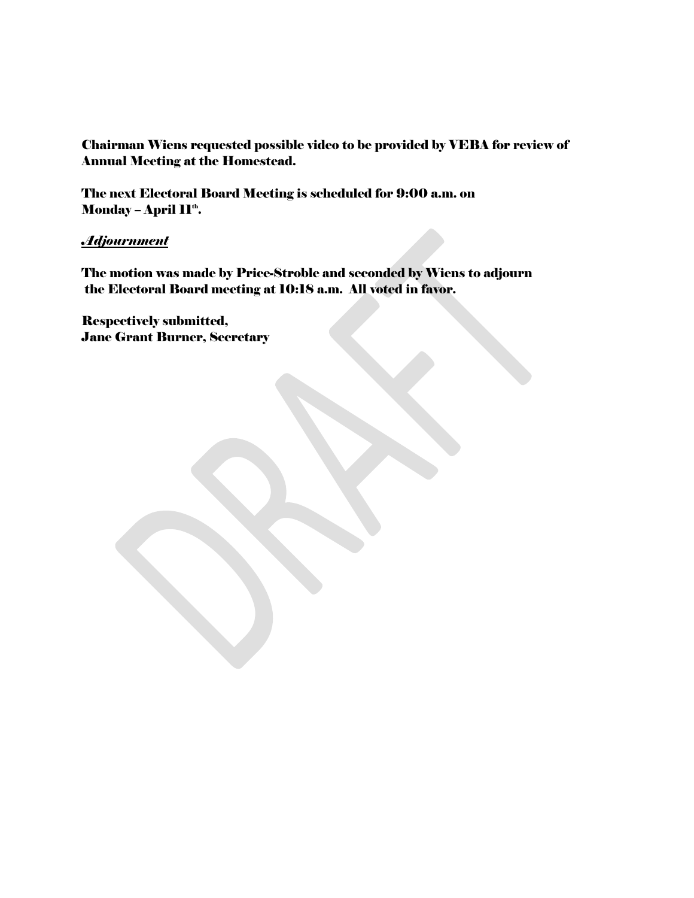**Chairman Wiens requested possible video to be provided by VEBA for review of Annual Meeting at the Homestead.**

**The next Electoral Board Meeting is scheduled for 9:00 a.m. on Monday – April 11th.**

***Adjournment***

**The motion was made by Price-Stroble and seconded by Wiens to adjourn the Electoral Board meeting at 10:18 a.m. All voted in favor.**

**Respectively submitted,**
**Jane Grant Burner, Secretary**